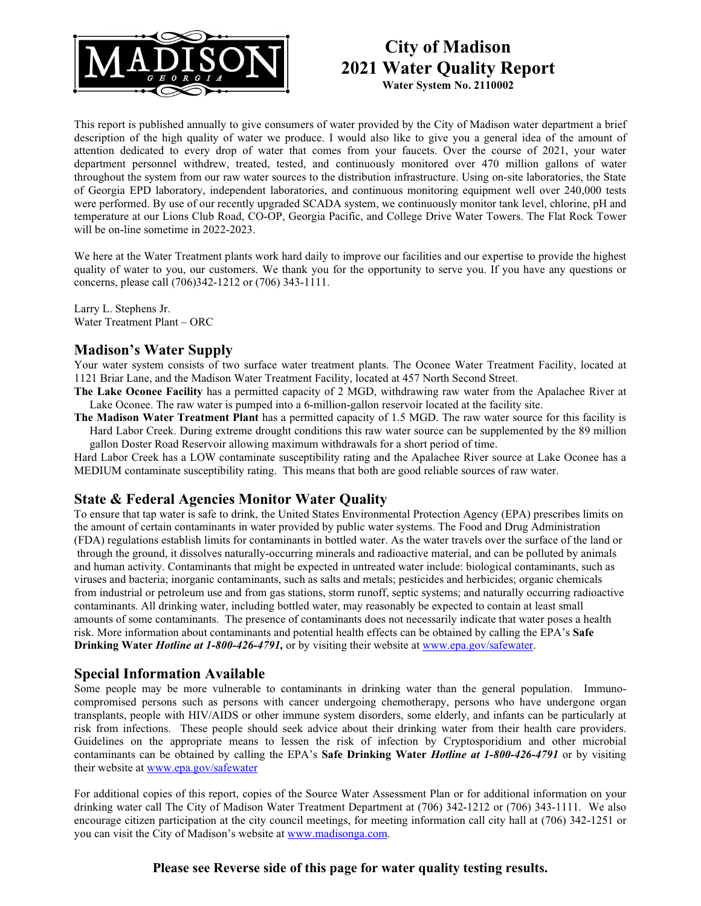# City of Madison
# 2021 Water Quality Report

**Water System No. 2110002**

This report is published annually to give consumers of water provided by the City of Madison water department a brief description of the high quality of water we produce. I would also like to give you a general idea of the amount of attention dedicated to every drop of water that comes from your faucets. Over the course of 2021, your water department personnel withdrew, treated, tested, and continuously monitored over 470 million gallons of water throughout the system from our raw water sources to the distribution infrastructure. Using on-site laboratories, the State of Georgia EPD laboratory, independent laboratories, and continuous monitoring equipment well over 240,000 tests were performed. By use of our recently upgraded SCADA system, we continuously monitor tank level, chlorine, pH and temperature at our Lions Club Road, CO-OP, Georgia Pacific, and College Drive Water Towers. The Flat Rock Tower will be on-line sometime in 2022-2023.

We here at the Water Treatment plants work hard daily to improve our facilities and our expertise to provide the highest quality of water to you, our customers. We thank you for the opportunity to serve you. If you have any questions or concerns, please call (706)342-1212 or (706) 343-1111.

Larry L. Stephens Jr.
Water Treatment Plant – ORC

## Madison's Water Supply

Your water system consists of two surface water treatment plants. The Oconee Water Treatment Facility, located at 1121 Briar Lane, and the Madison Water Treatment Facility, located at 457 North Second Street.

**The Lake Oconee Facility** has a permitted capacity of 2 MGD, withdrawing raw water from the Apalachee River at Lake Oconee. The raw water is pumped into a 6-million-gallon reservoir located at the facility site.

**The Madison Water Treatment Plant** has a permitted capacity of 1.5 MGD. The raw water source for this facility is Hard Labor Creek. During extreme drought conditions this raw water source can be supplemented by the 89 million gallon Doster Road Reservoir allowing maximum withdrawals for a short period of time.

Hard Labor Creek has a LOW contaminate susceptibility rating and the Apalachee River source at Lake Oconee has a MEDIUM contaminate susceptibility rating. This means that both are good reliable sources of raw water.

## State & Federal Agencies Monitor Water Quality

To ensure that tap water is safe to drink, the United States Environmental Protection Agency (EPA) prescribes limits on the amount of certain contaminants in water provided by public water systems. The Food and Drug Administration (FDA) regulations establish limits for contaminants in bottled water. As the water travels over the surface of the land or through the ground, it dissolves naturally-occurring minerals and radioactive material, and can be polluted by animals and human activity. Contaminants that might be expected in untreated water include: biological contaminants, such as viruses and bacteria; inorganic contaminants, such as salts and metals; pesticides and herbicides; organic chemicals from industrial or petroleum use and from gas stations, storm runoff, septic systems; and naturally occurring radioactive contaminants. All drinking water, including bottled water, may reasonably be expected to contain at least small amounts of some contaminants. The presence of contaminants does not necessarily indicate that water poses a health risk. More information about contaminants and potential health effects can be obtained by calling the EPA's **Safe Drinking Water *Hotline at 1-800-426-4791,*** or by visiting their website at www.epa.gov/safewater.

## Special Information Available

Some people may be more vulnerable to contaminants in drinking water than the general population. Immuno-compromised persons such as persons with cancer undergoing chemotherapy, persons who have undergone organ transplants, people with HIV/AIDS or other immune system disorders, some elderly, and infants can be particularly at risk from infections. These people should seek advice about their drinking water from their health care providers. Guidelines on the appropriate means to lessen the risk of infection by Cryptosporidium and other microbial contaminants can be obtained by calling the EPA's **Safe Drinking Water *Hotline at 1-800-426-4791*** or by visiting their website at www.epa.gov/safewater

For additional copies of this report, copies of the Source Water Assessment Plan or for additional information on your drinking water call The City of Madison Water Treatment Department at (706) 342-1212 or (706) 343-1111. We also encourage citizen participation at the city council meetings, for meeting information call city hall at (706) 342-1251 or you can visit the City of Madison's website at www.madisonga.com.

**Please see Reverse side of this page for water quality testing results.**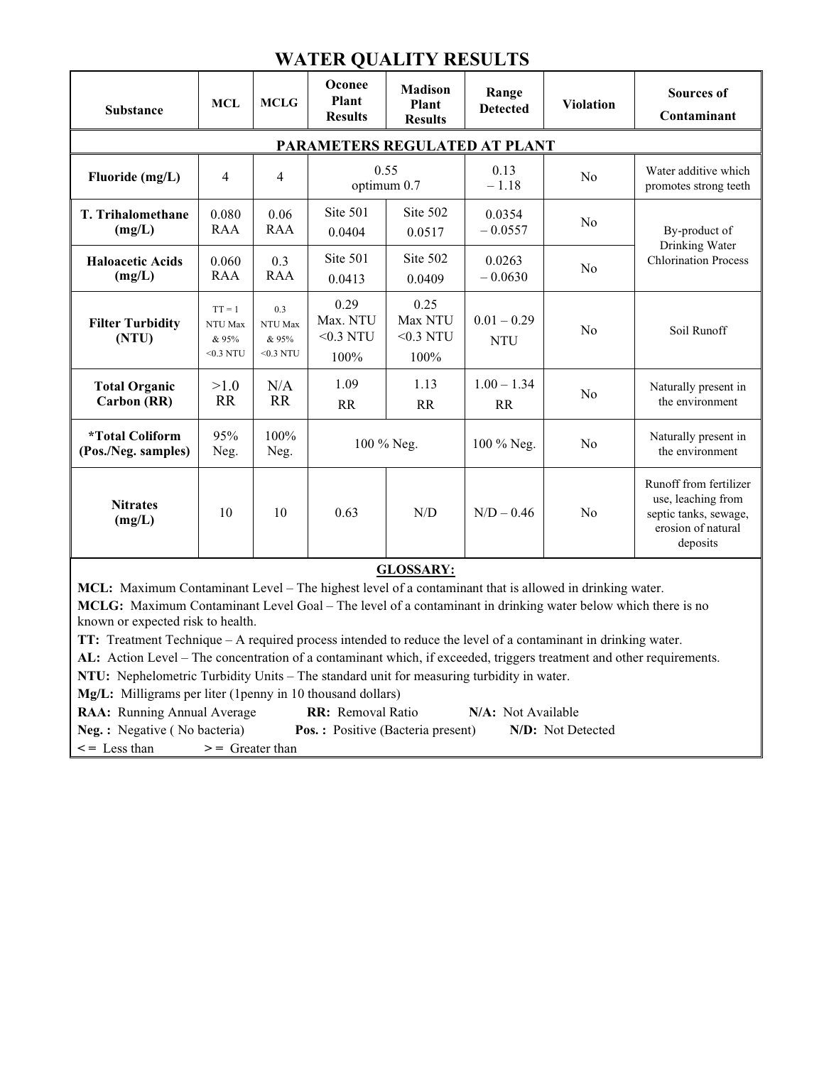# WATER QUALITY RESULTS

| Substance | MCL | MCLG | Oconee Plant Results | Madison Plant Results | Range Detected | Violation | Sources of Contaminant |
|---|---|---|---|---|---|---|---|
| **PARAMETERS REGULATED AT PLANT** | | | | | | | |
| **Fluoride (mg/L)** | 4 | 4 | 0.55 optimum 0.7 | | 0.13 – 1.18 | No | Water additive which promotes strong teeth |
| **T. Trihalomethane (mg/L)** | 0.080 RAA | 0.06 RAA | Site 501 0.0404 | Site 502 0.0517 | 0.0354 – 0.0557 | No | By-product of Drinking Water Chlorination Process |
| **Haloacetic Acids (mg/L)** | 0.060 RAA | 0.3 RAA | Site 501 0.0413 | Site 502 0.0409 | 0.0263 – 0.0630 | No | |
| **Filter Turbidity (NTU)** | TT = 1 NTU Max & 95% <0.3 NTU | 0.3 NTU Max & 95% <0.3 NTU | 0.29 Max. NTU <0.3 NTU 100% | 0.25 Max NTU <0.3 NTU 100% | 0.01 – 0.29 NTU | No | Soil Runoff |
| **Total Organic Carbon (RR)** | >1.0 RR | N/A RR | 1.09 RR | 1.13 RR | 1.00 – 1.34 RR | No | Naturally present in the environment |
| ***Total Coliform (Pos./Neg. samples)** | 95% Neg. | 100% Neg. | 100 % Neg. | | 100 % Neg. | No | Naturally present in the environment |
| **Nitrates (mg/L)** | 10 | 10 | 0.63 | N/D | N/D – 0.46 | No | Runoff from fertilizer use, leaching from septic tanks, sewage, erosion of natural deposits |

**GLOSSARY:**

**MCL:** Maximum Contaminant Level – The highest level of a contaminant that is allowed in drinking water.

**MCLG:** Maximum Contaminant Level Goal – The level of a contaminant in drinking water below which there is no known or expected risk to health.

**TT:** Treatment Technique – A required process intended to reduce the level of a contaminant in drinking water.

**AL:** Action Level – The concentration of a contaminant which, if exceeded, triggers treatment and other requirements.

**NTU:** Nephelometric Turbidity Units – The standard unit for measuring turbidity in water.

**Mg/L:** Milligrams per liter (1penny in 10 thousand dollars)

**RAA:** Running Annual Average **RR:** Removal Ratio **N/A:** Not Available

**Neg. :** Negative ( No bacteria) **Pos. :** Positive (Bacteria present) **N/D:** Not Detected

**< =** Less than **> =** Greater than